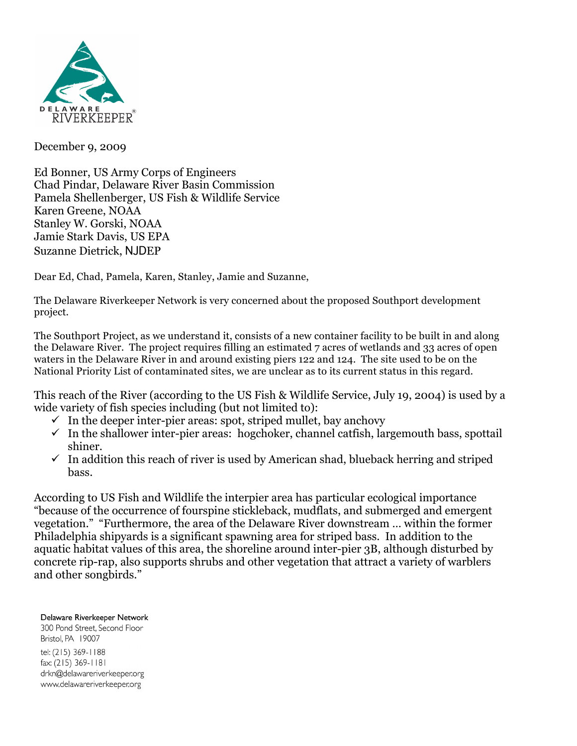DELAWARE RIVERKEEPER®

December 9, 2009

Ed Bonner, US Army Corps of Engineers
Chad Pindar, Delaware River Basin Commission
Pamela Shellenberger, US Fish & Wildlife Service
Karen Greene, NOAA
Stanley W. Gorski, NOAA
Jamie Stark Davis, US EPA
Suzanne Dietrick, NJDEP

Dear Ed, Chad, Pamela, Karen, Stanley, Jamie and Suzanne,

The Delaware Riverkeeper Network is very concerned about the proposed Southport development project.

The Southport Project, as we understand it, consists of a new container facility to be built in and along the Delaware River. The project requires filling an estimated 7 acres of wetlands and 33 acres of open waters in the Delaware River in and around existing piers 122 and 124. The site used to be on the National Priority List of contaminated sites, we are unclear as to its current status in this regard.

This reach of the River (according to the US Fish & Wildlife Service, July 19, 2004) is used by a wide variety of fish species including (but not limited to):

- ✓ In the deeper inter-pier areas: spot, striped mullet, bay anchovy
- ✓ In the shallower inter-pier areas: hogchoker, channel catfish, largemouth bass, spottail shiner.
- ✓ In addition this reach of river is used by American shad, blueback herring and striped bass.

According to US Fish and Wildlife the interpier area has particular ecological importance "because of the occurrence of fourspine stickleback, mudflats, and submerged and emergent vegetation." "Furthermore, the area of the Delaware River downstream … within the former Philadelphia shipyards is a significant spawning area for striped bass. In addition to the aquatic habitat values of this area, the shoreline around inter-pier 3B, although disturbed by concrete rip-rap, also supports shrubs and other vegetation that attract a variety of warblers and other songbirds."

Delaware Riverkeeper Network
300 Pond Street, Second Floor
Bristol, PA 19007
tel: (215) 369-1188
fax: (215) 369-1181
drkn@delawareriverkeeper.org
www.delawareriverkeeper.org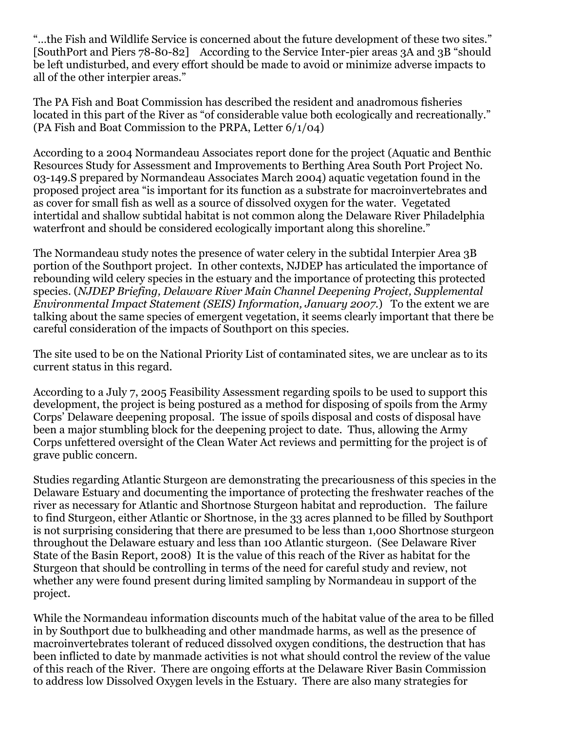"…the Fish and Wildlife Service is concerned about the future development of these two sites." [SouthPort and Piers 78-80-82] According to the Service Inter-pier areas 3A and 3B "should be left undisturbed, and every effort should be made to avoid or minimize adverse impacts to all of the other interpier areas."

The PA Fish and Boat Commission has described the resident and anadromous fisheries located in this part of the River as "of considerable value both ecologically and recreationally." (PA Fish and Boat Commission to the PRPA, Letter 6/1/04)

According to a 2004 Normandeau Associates report done for the project (Aquatic and Benthic Resources Study for Assessment and Improvements to Berthing Area South Port Project No. 03-149.S prepared by Normandeau Associates March 2004) aquatic vegetation found in the proposed project area "is important for its function as a substrate for macroinvertebrates and as cover for small fish as well as a source of dissolved oxygen for the water. Vegetated intertidal and shallow subtidal habitat is not common along the Delaware River Philadelphia waterfront and should be considered ecologically important along this shoreline."

The Normandeau study notes the presence of water celery in the subtidal Interpier Area 3B portion of the Southport project. In other contexts, NJDEP has articulated the importance of rebounding wild celery species in the estuary and the importance of protecting this protected species. (*NJDEP Briefing, Delaware River Main Channel Deepening Project, Supplemental Environmental Impact Statement (SEIS) Information, January 2007.*) To the extent we are talking about the same species of emergent vegetation, it seems clearly important that there be careful consideration of the impacts of Southport on this species.

The site used to be on the National Priority List of contaminated sites, we are unclear as to its current status in this regard.

According to a July 7, 2005 Feasibility Assessment regarding spoils to be used to support this development, the project is being postured as a method for disposing of spoils from the Army Corps' Delaware deepening proposal. The issue of spoils disposal and costs of disposal have been a major stumbling block for the deepening project to date. Thus, allowing the Army Corps unfettered oversight of the Clean Water Act reviews and permitting for the project is of grave public concern.

Studies regarding Atlantic Sturgeon are demonstrating the precariousness of this species in the Delaware Estuary and documenting the importance of protecting the freshwater reaches of the river as necessary for Atlantic and Shortnose Sturgeon habitat and reproduction. The failure to find Sturgeon, either Atlantic or Shortnose, in the 33 acres planned to be filled by Southport is not surprising considering that there are presumed to be less than 1,000 Shortnose sturgeon throughout the Delaware estuary and less than 100 Atlantic sturgeon. (See Delaware River State of the Basin Report, 2008) It is the value of this reach of the River as habitat for the Sturgeon that should be controlling in terms of the need for careful study and review, not whether any were found present during limited sampling by Normandeau in support of the project.

While the Normandeau information discounts much of the habitat value of the area to be filled in by Southport due to bulkheading and other mandmade harms, as well as the presence of macroinvertebrates tolerant of reduced dissolved oxygen conditions, the destruction that has been inflicted to date by manmade activities is not what should control the review of the value of this reach of the River. There are ongoing efforts at the Delaware River Basin Commission to address low Dissolved Oxygen levels in the Estuary. There are also many strategies for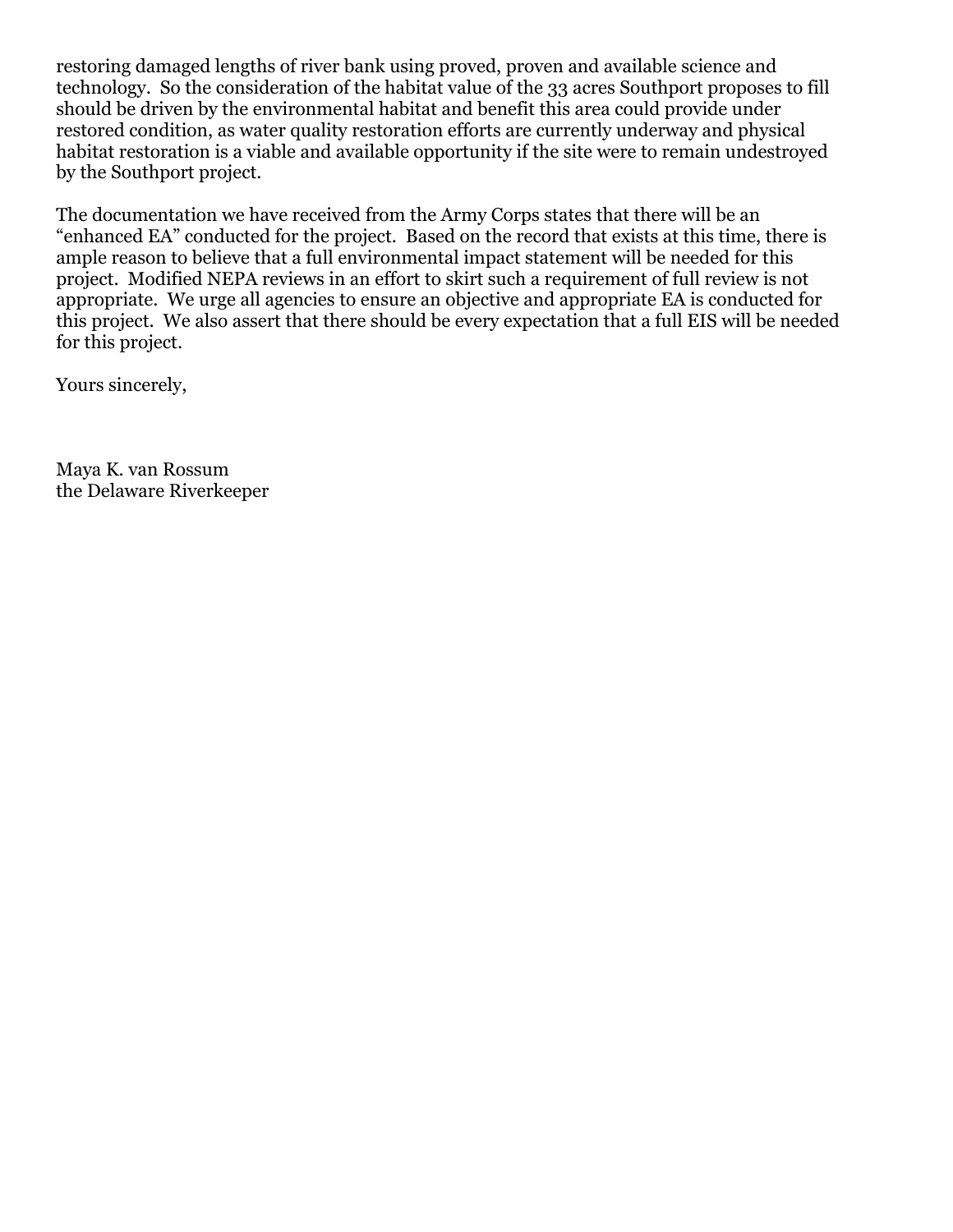restoring damaged lengths of river bank using proved, proven and available science and technology. So the consideration of the habitat value of the 33 acres Southport proposes to fill should be driven by the environmental habitat and benefit this area could provide under restored condition, as water quality restoration efforts are currently underway and physical habitat restoration is a viable and available opportunity if the site were to remain undestroyed by the Southport project.

The documentation we have received from the Army Corps states that there will be an "enhanced EA" conducted for the project. Based on the record that exists at this time, there is ample reason to believe that a full environmental impact statement will be needed for this project. Modified NEPA reviews in an effort to skirt such a requirement of full review is not appropriate. We urge all agencies to ensure an objective and appropriate EA is conducted for this project. We also assert that there should be every expectation that a full EIS will be needed for this project.

Yours sincerely,

Maya K. van Rossum
the Delaware Riverkeeper